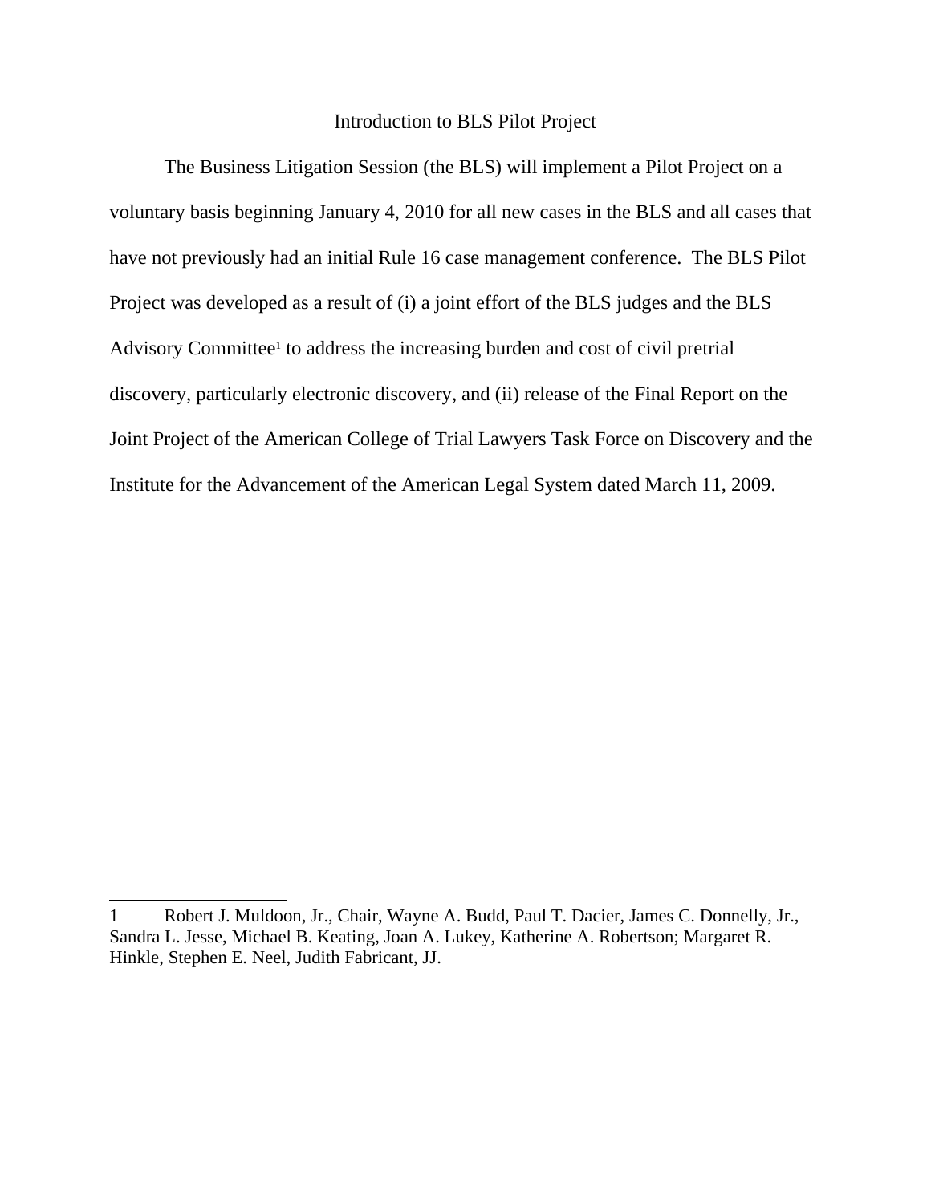# Introduction to BLS Pilot Project

The Business Litigation Session (the BLS) will implement a Pilot Project on a voluntary basis beginning January 4, 2010 for all new cases in the BLS and all cases that have not previously had an initial Rule 16 case management conference. The BLS Pilot Project was developed as a result of (i) a joint effort of the BLS judges and the BLS Advisory Committee[1] to address the increasing burden and cost of civil pretrial discovery, particularly electronic discovery, and (ii) release of the Final Report on the Joint Project of the American College of Trial Lawyers Task Force on Discovery and the Institute for the Advancement of the American Legal System dated March 11, 2009.

---

1 Robert J. Muldoon, Jr., Chair, Wayne A. Budd, Paul T. Dacier, James C. Donnelly, Jr., Sandra L. Jesse, Michael B. Keating, Joan A. Lukey, Katherine A. Robertson; Margaret R. Hinkle, Stephen E. Neel, Judith Fabricant, JJ.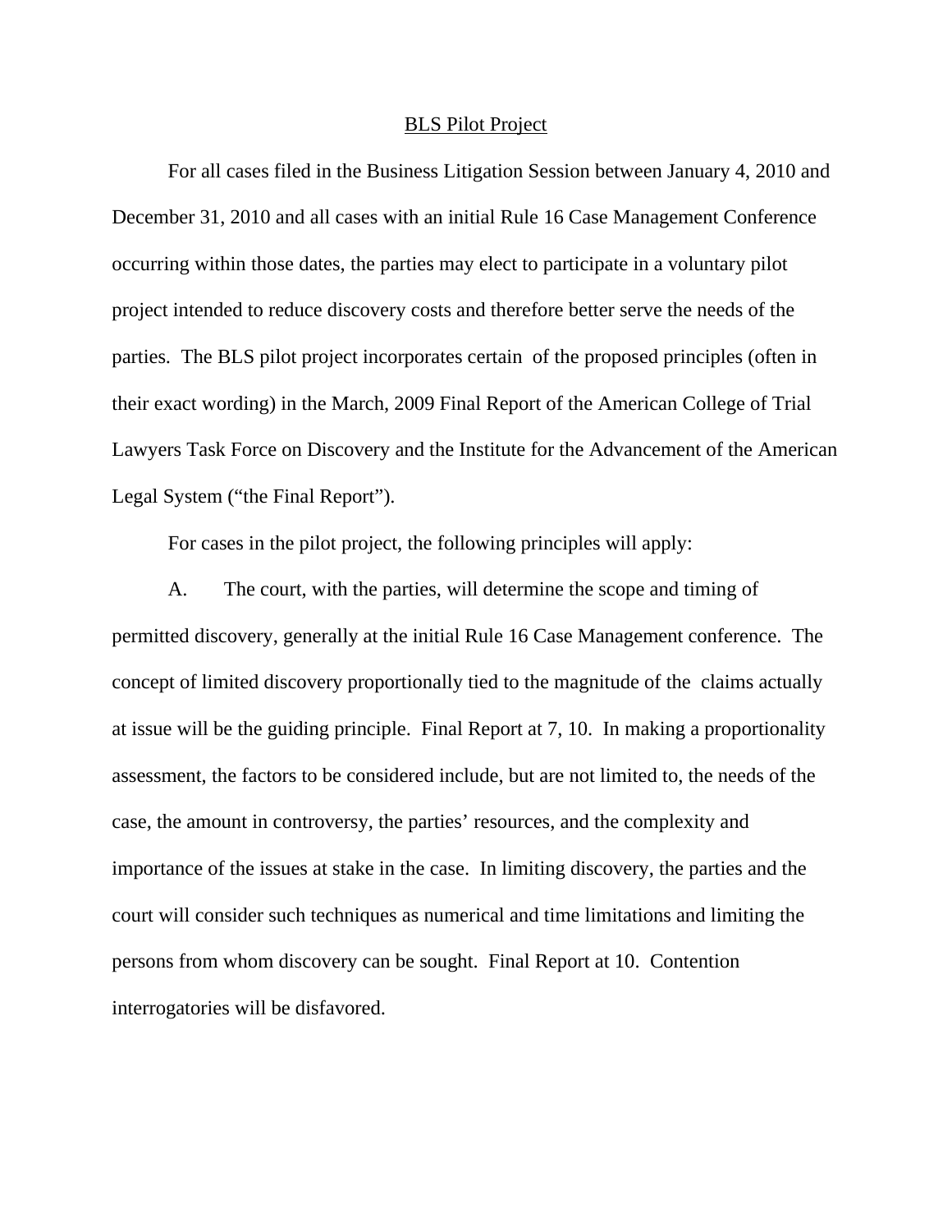<u>BLS Pilot Project</u>

For all cases filed in the Business Litigation Session between January 4, 2010 and December 31, 2010 and all cases with an initial Rule 16 Case Management Conference occurring within those dates, the parties may elect to participate in a voluntary pilot project intended to reduce discovery costs and therefore better serve the needs of the parties. The BLS pilot project incorporates certain of the proposed principles (often in their exact wording) in the March, 2009 Final Report of the American College of Trial Lawyers Task Force on Discovery and the Institute for the Advancement of the American Legal System ("the Final Report").

For cases in the pilot project, the following principles will apply:

A. The court, with the parties, will determine the scope and timing of permitted discovery, generally at the initial Rule 16 Case Management conference. The concept of limited discovery proportionally tied to the magnitude of the claims actually at issue will be the guiding principle. Final Report at 7, 10. In making a proportionality assessment, the factors to be considered include, but are not limited to, the needs of the case, the amount in controversy, the parties' resources, and the complexity and importance of the issues at stake in the case. In limiting discovery, the parties and the court will consider such techniques as numerical and time limitations and limiting the persons from whom discovery can be sought. Final Report at 10. Contention interrogatories will be disfavored.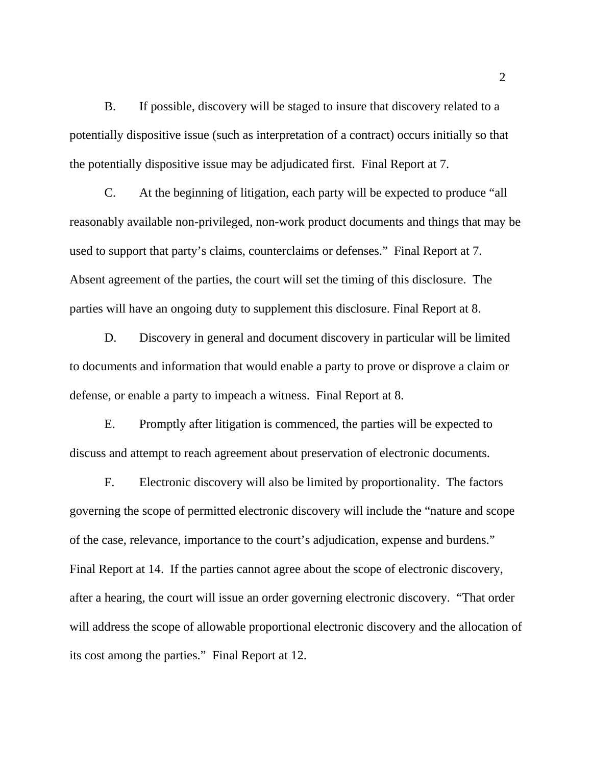B. If possible, discovery will be staged to insure that discovery related to a potentially dispositive issue (such as interpretation of a contract) occurs initially so that the potentially dispositive issue may be adjudicated first. Final Report at 7.

C. At the beginning of litigation, each party will be expected to produce "all reasonably available non-privileged, non-work product documents and things that may be used to support that party's claims, counterclaims or defenses." Final Report at 7. Absent agreement of the parties, the court will set the timing of this disclosure. The parties will have an ongoing duty to supplement this disclosure. Final Report at 8.

D. Discovery in general and document discovery in particular will be limited to documents and information that would enable a party to prove or disprove a claim or defense, or enable a party to impeach a witness. Final Report at 8.

E. Promptly after litigation is commenced, the parties will be expected to discuss and attempt to reach agreement about preservation of electronic documents.

F. Electronic discovery will also be limited by proportionality. The factors governing the scope of permitted electronic discovery will include the "nature and scope of the case, relevance, importance to the court's adjudication, expense and burdens." Final Report at 14. If the parties cannot agree about the scope of electronic discovery, after a hearing, the court will issue an order governing electronic discovery. "That order will address the scope of allowable proportional electronic discovery and the allocation of its cost among the parties." Final Report at 12.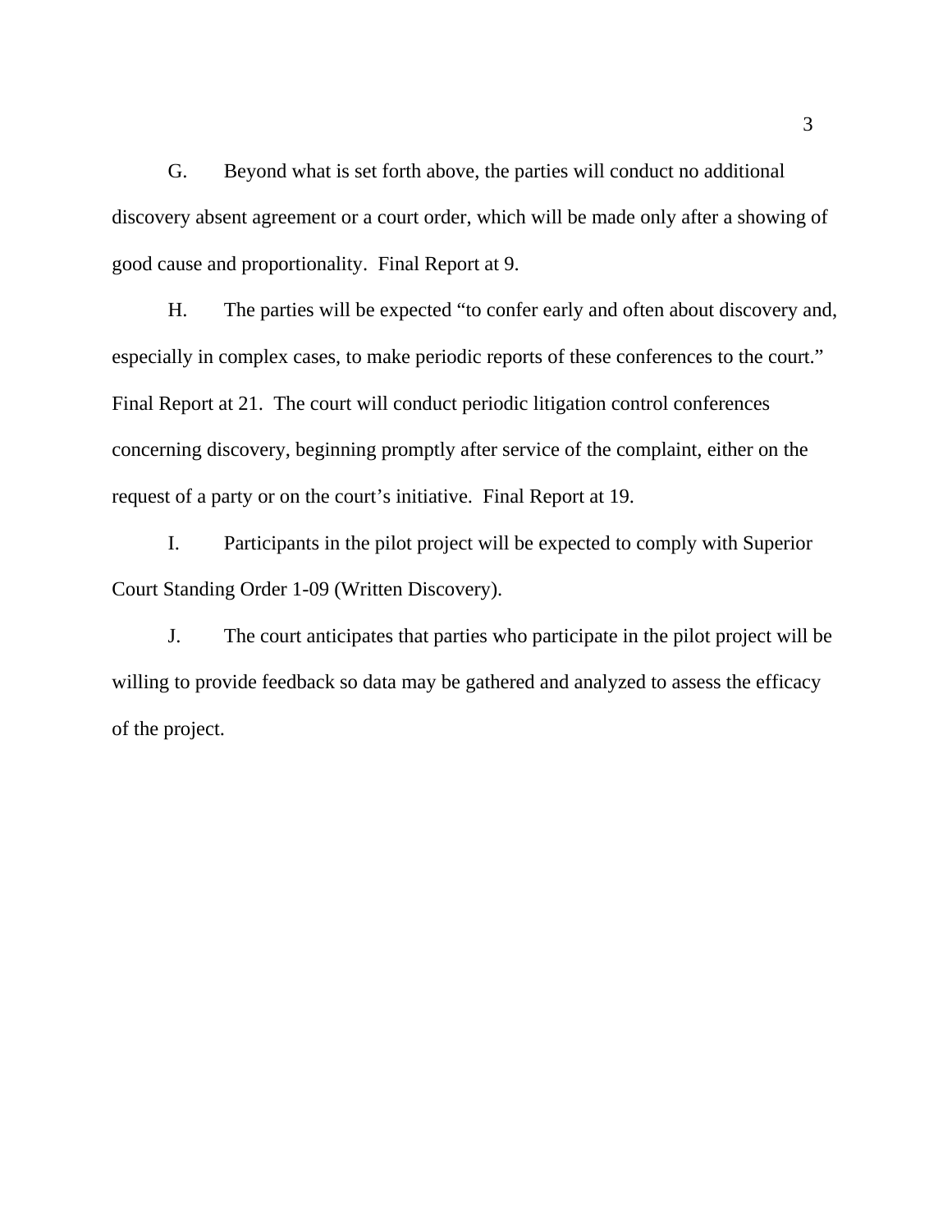G. Beyond what is set forth above, the parties will conduct no additional discovery absent agreement or a court order, which will be made only after a showing of good cause and proportionality. Final Report at 9.

H. The parties will be expected "to confer early and often about discovery and, especially in complex cases, to make periodic reports of these conferences to the court." Final Report at 21. The court will conduct periodic litigation control conferences concerning discovery, beginning promptly after service of the complaint, either on the request of a party or on the court's initiative. Final Report at 19.

I. Participants in the pilot project will be expected to comply with Superior Court Standing Order 1-09 (Written Discovery).

J. The court anticipates that parties who participate in the pilot project will be willing to provide feedback so data may be gathered and analyzed to assess the efficacy of the project.